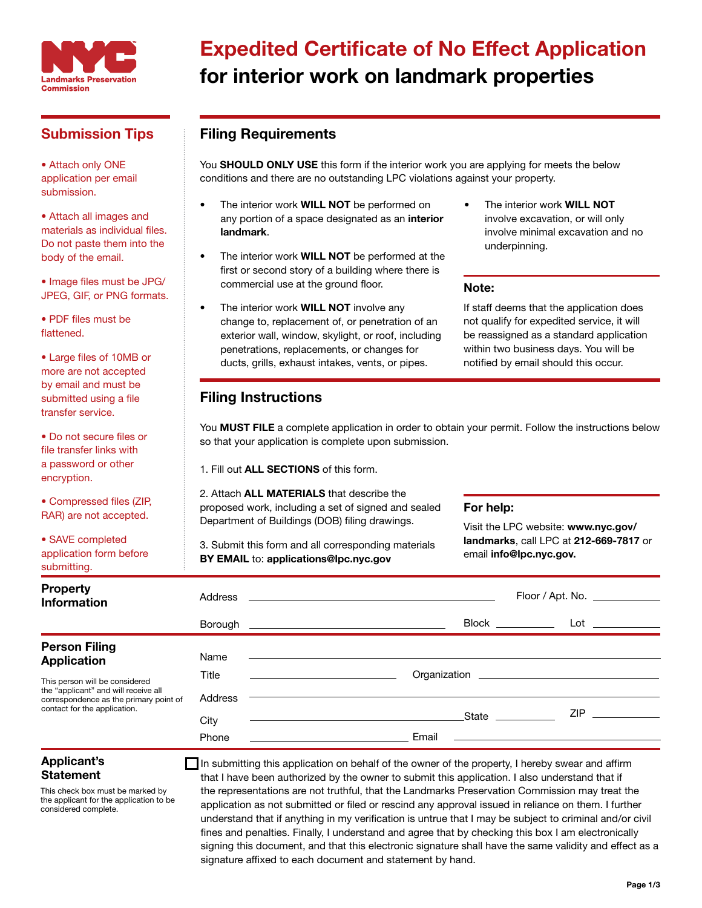NYC Landmarks Preservation Commission

# Expedited Certificate of No Effect Application for interior work on landmark properties

## Submission Tips

- Attach only ONE application per email submission.
- Attach all images and materials as individual files. Do not paste them into the body of the email.
- Image files must be JPG/JPEG, GIF, or PNG formats.
- PDF files must be flattened.
- Large files of 10MB or more are not accepted by email and must be submitted using a file transfer service.
- Do not secure files or file transfer links with a password or other encryption.
- Compressed files (ZIP, RAR) are not accepted.
- SAVE completed application form before submitting.

## Filing Requirements

You **SHOULD ONLY USE** this form if the interior work you are applying for meets the below conditions and there are no outstanding LPC violations against your property.

- The interior work **WILL NOT** be performed on any portion of a space designated as an **interior landmark**.
- The interior work **WILL NOT** be performed at the first or second story of a building where there is commercial use at the ground floor.
- The interior work **WILL NOT** involve any change to, replacement of, or penetration of an exterior wall, window, skylight, or roof, including penetrations, replacements, or changes for ducts, grills, exhaust intakes, vents, or pipes.
- The interior work **WILL NOT** involve excavation, or will only involve minimal excavation and no underpinning.

### Note:

If staff deems that the application does not qualify for expedited service, it will be reassigned as a standard application within two business days. You will be notified by email should this occur.

## Filing Instructions

You **MUST FILE** a complete application in order to obtain your permit. Follow the instructions below so that your application is complete upon submission.

1. Fill out **ALL SECTIONS** of this form.

2. Attach **ALL MATERIALS** that describe the proposed work, including a set of signed and sealed Department of Buildings (DOB) filing drawings.

3. Submit this form and all corresponding materials **BY EMAIL** to: **applications@lpc.nyc.gov**

### For help:

Visit the LPC website: **www.nyc.gov/landmarks**, call LPC at **212-669-7817** or email **info@lpc.nyc.gov.**

## Property Information

Address ____________________ Floor / Apt. No. __________

Borough ____________________ Block __________ Lot __________

## Person Filing Application

This person will be considered the "applicant" and will receive all correspondence as the primary point of contact for the application.

Name ____________________

Title ____________________ Organization ____________________

Address ____________________

City ____________________ State __________ ZIP __________

Phone ____________________ Email ____________________

## Applicant's Statement

This check box must be marked by the applicant for the application to be considered complete.

☐ In submitting this application on behalf of the owner of the property, I hereby swear and affirm that I have been authorized by the owner to submit this application. I also understand that if the representations are not truthful, that the Landmarks Preservation Commission may treat the application as not submitted or filed or rescind any approval issued in reliance on them. I further understand that if anything in my verification is untrue that I may be subject to criminal and/or civil fines and penalties. Finally, I understand and agree that by checking this box I am electronically signing this document, and that this electronic signature shall have the same validity and effect as a signature affixed to each document and statement by hand.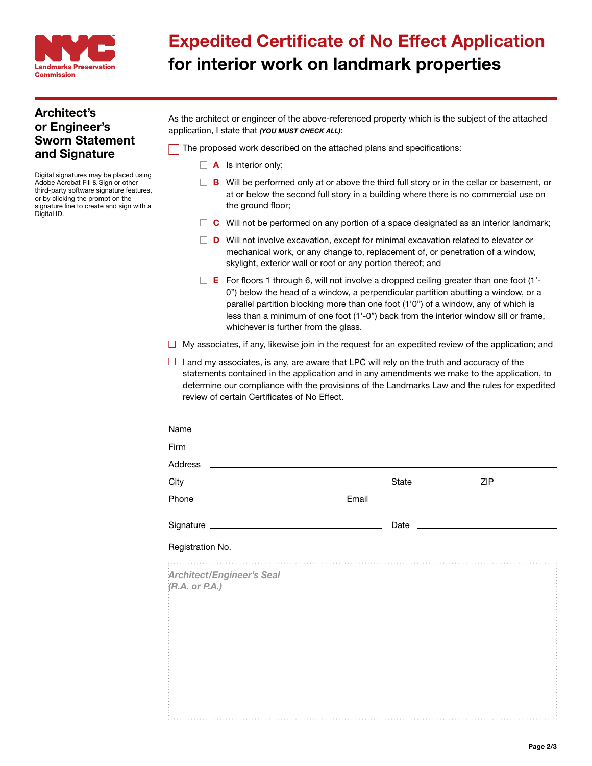# Expedited Certificate of No Effect Application for interior work on landmark properties

## Architect's or Engineer's Sworn Statement and Signature

Digital signatures may be placed using Adobe Acrobat Fill & Sign or other third-party software signature features, or by clicking the prompt on the signature line to create and sign with a Digital ID.

As the architect or engineer of the above-referenced property which is the subject of the attached application, I state that ***(YOU MUST CHECK ALL)***:

- ☐ The proposed work described on the attached plans and specifications:
  - ☐ **A** Is interior only;
  - ☐ **B** Will be performed only at or above the third full story or in the cellar or basement, or at or below the second full story in a building where there is no commercial use on the ground floor;
  - ☐ **C** Will not be performed on any portion of a space designated as an interior landmark;
  - ☐ **D** Will not involve excavation, except for minimal excavation related to elevator or mechanical work, or any change to, replacement of, or penetration of a window, skylight, exterior wall or roof or any portion thereof; and
  - ☐ **E** For floors 1 through 6, will not involve a dropped ceiling greater than one foot (1'-0") below the head of a window, a perpendicular partition abutting a window, or a parallel partition blocking more than one foot (1'0") of a window, any of which is less than a minimum of one foot (1'-0") back from the interior window sill or frame, whichever is further from the glass.
- ☐ My associates, if any, likewise join in the request for an expedited review of the application; and
- ☐ I and my associates, is any, are aware that LPC will rely on the truth and accuracy of the statements contained in the application and in any amendments we make to the application, to determine our compliance with the provisions of the Landmarks Law and the rules for expedited review of certain Certificates of No Effect.

Name ______________________________

Firm ______________________________

Address ______________________________

City ____________________ State __________ ZIP __________

Phone ____________________ Email ____________________

Signature ____________________ Date ____________________

Registration No. ______________________________

*Architect/Engineer's Seal (R.A. or P.A.)*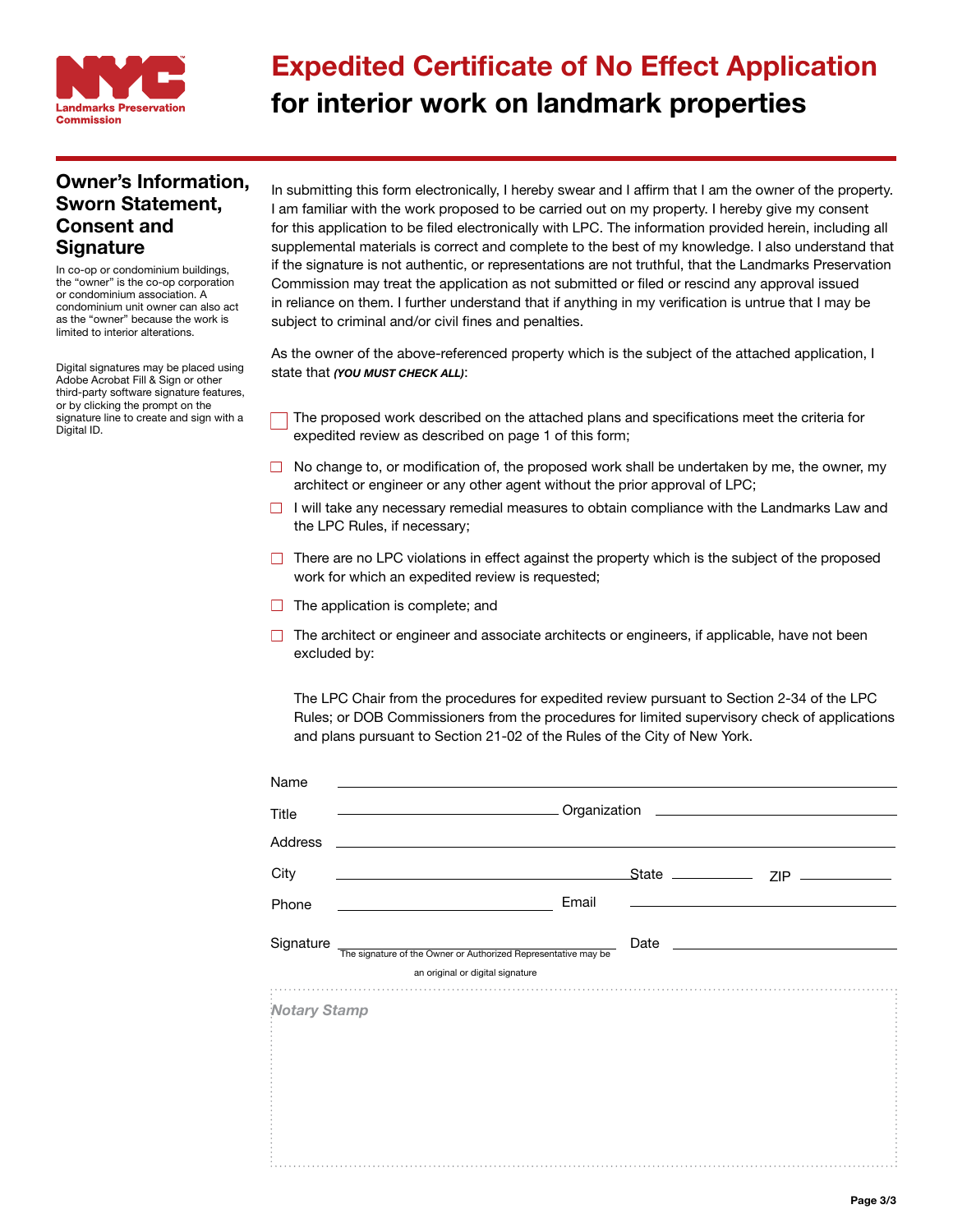NYC Landmarks Preservation Commission

# Expedited Certificate of No Effect Application for interior work on landmark properties

## Owner's Information, Sworn Statement, Consent and Signature

In co-op or condominium buildings, the "owner" is the co-op corporation or condominium association. A condominium unit owner can also act as the "owner" because the work is limited to interior alterations.

Digital signatures may be placed using Adobe Acrobat Fill & Sign or other third-party software signature features, or by clicking the prompt on the signature line to create and sign with a Digital ID.

In submitting this form electronically, I hereby swear and I affirm that I am the owner of the property. I am familiar with the work proposed to be carried out on my property. I hereby give my consent for this application to be filed electronically with LPC. The information provided herein, including all supplemental materials is correct and complete to the best of my knowledge. I also understand that if the signature is not authentic, or representations are not truthful, that the Landmarks Preservation Commission may treat the application as not submitted or filed or rescind any approval issued in reliance on them. I further understand that if anything in my verification is untrue that I may be subject to criminal and/or civil fines and penalties.

As the owner of the above-referenced property which is the subject of the attached application, I state that ***(YOU MUST CHECK ALL)***:

- ☐ The proposed work described on the attached plans and specifications meet the criteria for expedited review as described on page 1 of this form;
- ☐ No change to, or modification of, the proposed work shall be undertaken by me, the owner, my architect or engineer or any other agent without the prior approval of LPC;
- ☐ I will take any necessary remedial measures to obtain compliance with the Landmarks Law and the LPC Rules, if necessary;
- ☐ There are no LPC violations in effect against the property which is the subject of the proposed work for which an expedited review is requested;
- ☐ The application is complete; and
- ☐ The architect or engineer and associate architects or engineers, if applicable, have not been excluded by:

  The LPC Chair from the procedures for expedited review pursuant to Section 2-34 of the LPC Rules; or DOB Commissioners from the procedures for limited supervisory check of applications and plans pursuant to Section 21-02 of the Rules of the City of New York.

Name ______________________________

Title ______________ Organization ______________

Address ______________________________

City ______________ State ________ ZIP ________

Phone ______________ Email ______________

Signature ______________ Date ______________

The signature of the Owner or Authorized Representative may be an original or digital signature

*Notary Stamp*